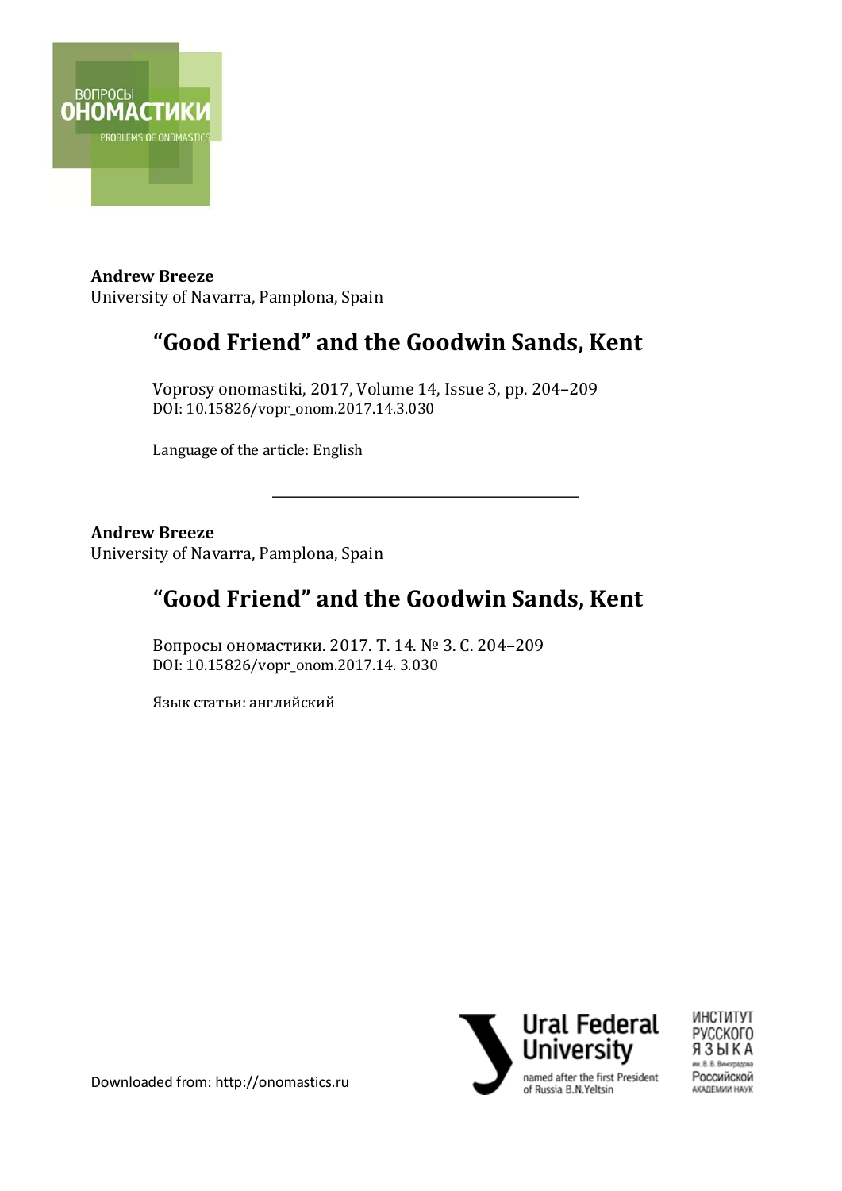**Andrew Breeze**
University of Navarra, Pamplona, Spain

# "Good Friend" and the Goodwin Sands, Kent

Voprosy onomastiki, 2017, Volume 14, Issue 3, pp. 204–209
DOI: 10.15826/vopr_onom.2017.14.3.030

Language of the article: English

---

**Andrew Breeze**
University of Navarra, Pamplona, Spain

# "Good Friend" and the Goodwin Sands, Kent

Вопросы ономастики. 2017. Т. 14. № 3. С. 204–209
DOI: 10.15826/vopr_onom.2017.14. 3.030

Язык статьи: английский

Downloaded from: http://onomastics.ru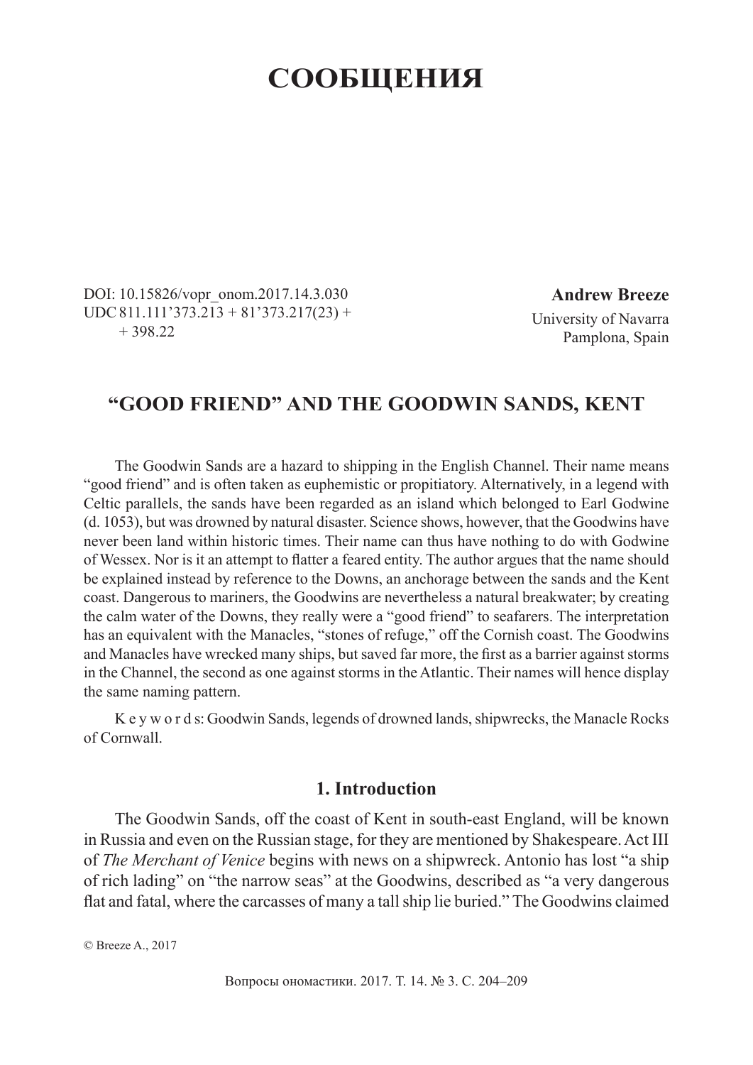# СООБЩЕНИЯ

DOI: 10.15826/vopr_onom.2017.14.3.030
UDC 811.111'373.213 + 81'373.217(23) + + 398.22

**Andrew Breeze**
University of Navarra
Pamplona, Spain

## "GOOD FRIEND" AND THE GOODWIN SANDS, KENT

The Goodwin Sands are a hazard to shipping in the English Channel. Their name means "good friend" and is often taken as euphemistic or propitiatory. Alternatively, in a legend with Celtic parallels, the sands have been regarded as an island which belonged to Earl Godwine (d. 1053), but was drowned by natural disaster. Science shows, however, that the Goodwins have never been land within historic times. Their name can thus have nothing to do with Godwine of Wessex. Nor is it an attempt to flatter a feared entity. The author argues that the name should be explained instead by reference to the Downs, an anchorage between the sands and the Kent coast. Dangerous to mariners, the Goodwins are nevertheless a natural breakwater; by creating the calm water of the Downs, they really were a "good friend" to seafarers. The interpretation has an equivalent with the Manacles, "stones of refuge," off the Cornish coast. The Goodwins and Manacles have wrecked many ships, but saved far more, the first as a barrier against storms in the Channel, the second as one against storms in the Atlantic. Their names will hence display the same naming pattern.

K e y w o r d s: Goodwin Sands, legends of drowned lands, shipwrecks, the Manacle Rocks of Cornwall.

### 1. Introduction

The Goodwin Sands, off the coast of Kent in south-east England, will be known in Russia and even on the Russian stage, for they are mentioned by Shakespeare. Act III of *The Merchant of Venice* begins with news on a shipwreck. Antonio has lost "a ship of rich lading" on "the narrow seas" at the Goodwins, described as "a very dangerous flat and fatal, where the carcasses of many a tall ship lie buried." The Goodwins claimed

© Breeze A., 2017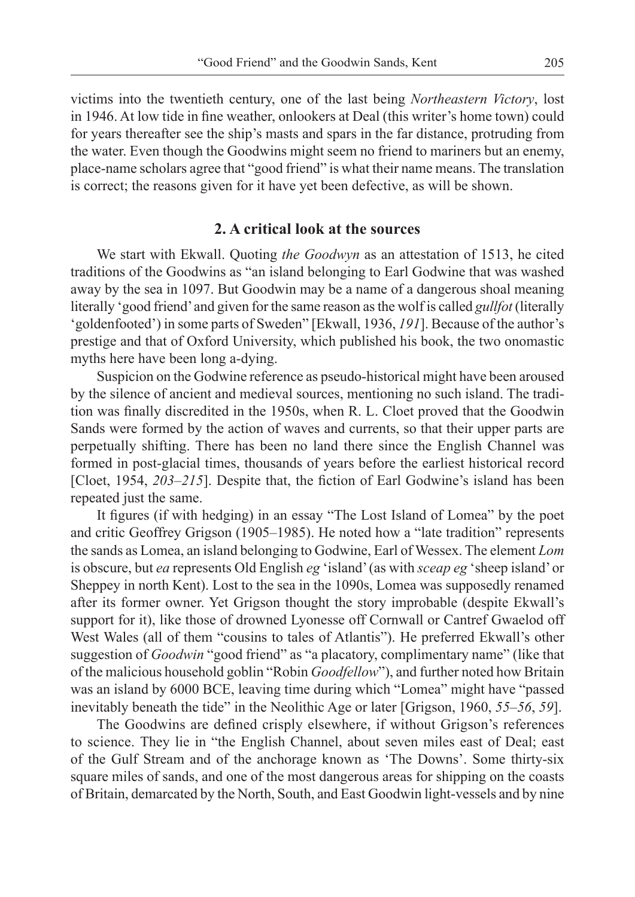victims into the twentieth century, one of the last being *Northeastern Victory*, lost in 1946. At low tide in fine weather, onlookers at Deal (this writer's home town) could for years thereafter see the ship's masts and spars in the far distance, protruding from the water. Even though the Goodwins might seem no friend to mariners but an enemy, place-name scholars agree that "good friend" is what their name means. The translation is correct; the reasons given for it have yet been defective, as will be shown.

## 2. A critical look at the sources

We start with Ekwall. Quoting *the Goodwyn* as an attestation of 1513, he cited traditions of the Goodwins as "an island belonging to Earl Godwine that was washed away by the sea in 1097. But Goodwin may be a name of a dangerous shoal meaning literally 'good friend' and given for the same reason as the wolf is called *gullfot* (literally 'goldenfooted') in some parts of Sweden" [Ekwall, 1936, *191*]. Because of the author's prestige and that of Oxford University, which published his book, the two onomastic myths here have been long a-dying.

Suspicion on the Godwine reference as pseudo-historical might have been aroused by the silence of ancient and medieval sources, mentioning no such island. The tradition was finally discredited in the 1950s, when R. L. Cloet proved that the Goodwin Sands were formed by the action of waves and currents, so that their upper parts are perpetually shifting. There has been no land there since the English Channel was formed in post-glacial times, thousands of years before the earliest historical record [Cloet, 1954, *203–215*]. Despite that, the fiction of Earl Godwine's island has been repeated just the same.

It figures (if with hedging) in an essay "The Lost Island of Lomea" by the poet and critic Geoffrey Grigson (1905–1985). He noted how a "late tradition" represents the sands as Lomea, an island belonging to Godwine, Earl of Wessex. The element *Lom* is obscure, but *ea* represents Old English *eg* 'island' (as with *sceap eg* 'sheep island' or Sheppey in north Kent). Lost to the sea in the 1090s, Lomea was supposedly renamed after its former owner. Yet Grigson thought the story improbable (despite Ekwall's support for it), like those of drowned Lyonesse off Cornwall or Cantref Gwaelod off West Wales (all of them "cousins to tales of Atlantis"). He preferred Ekwall's other suggestion of *Goodwin* "good friend" as "a placatory, complimentary name" (like that of the malicious household goblin "Robin *Goodfellow*"), and further noted how Britain was an island by 6000 BCE, leaving time during which "Lomea" might have "passed inevitably beneath the tide" in the Neolithic Age or later [Grigson, 1960, *55–56*, *59*].

The Goodwins are defined crisply elsewhere, if without Grigson's references to science. They lie in "the English Channel, about seven miles east of Deal; east of the Gulf Stream and of the anchorage known as 'The Downs'. Some thirty-six square miles of sands, and one of the most dangerous areas for shipping on the coasts of Britain, demarcated by the North, South, and East Goodwin light-vessels and by nine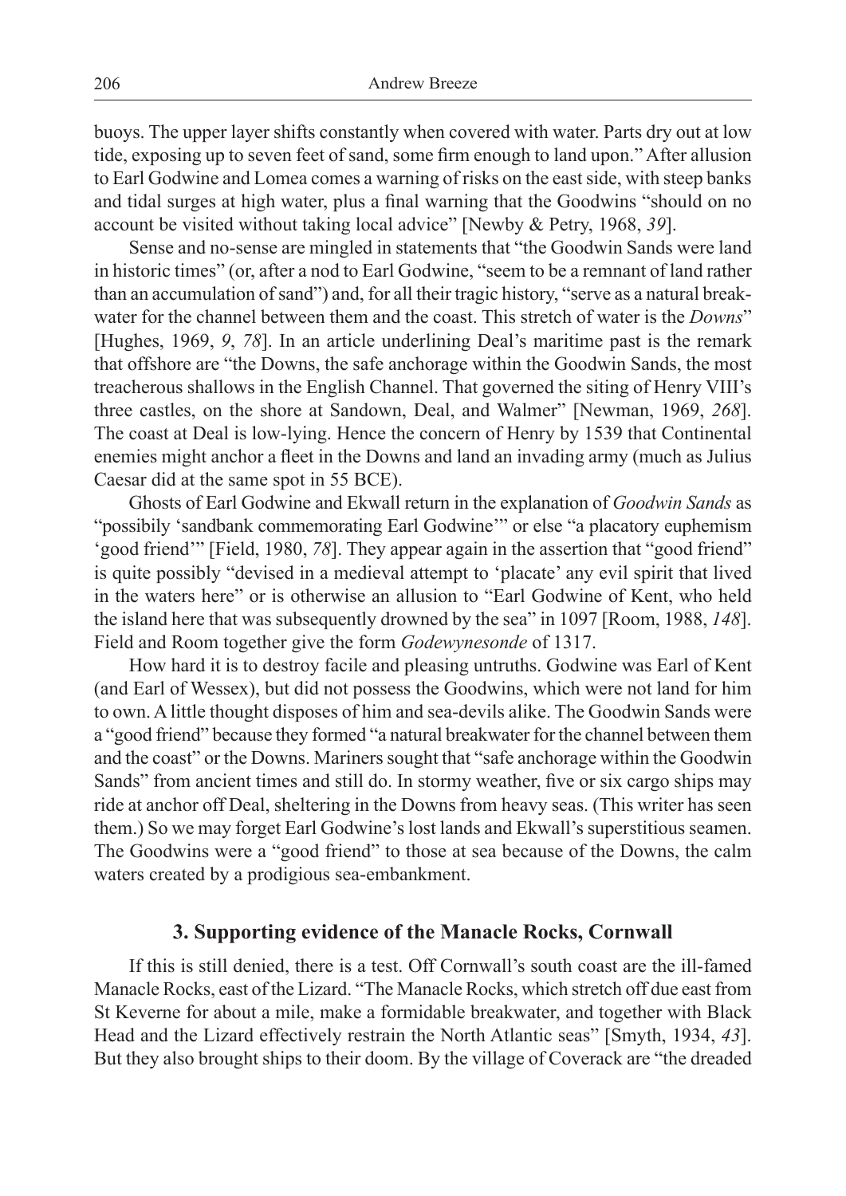buoys. The upper layer shifts constantly when covered with water. Parts dry out at low tide, exposing up to seven feet of sand, some firm enough to land upon." After allusion to Earl Godwine and Lomea comes a warning of risks on the east side, with steep banks and tidal surges at high water, plus a final warning that the Goodwins "should on no account be visited without taking local advice" [Newby & Petry, 1968, *39*].

Sense and no-sense are mingled in statements that "the Goodwin Sands were land in historic times" (or, after a nod to Earl Godwine, "seem to be a remnant of land rather than an accumulation of sand") and, for all their tragic history, "serve as a natural breakwater for the channel between them and the coast. This stretch of water is the *Downs*" [Hughes, 1969, *9*, *78*]. In an article underlining Deal's maritime past is the remark that offshore are "the Downs, the safe anchorage within the Goodwin Sands, the most treacherous shallows in the English Channel. That governed the siting of Henry VIII's three castles, on the shore at Sandown, Deal, and Walmer" [Newman, 1969, *268*]. The coast at Deal is low-lying. Hence the concern of Henry by 1539 that Continental enemies might anchor a fleet in the Downs and land an invading army (much as Julius Caesar did at the same spot in 55 BCE).

Ghosts of Earl Godwine and Ekwall return in the explanation of *Goodwin Sands* as "possibily 'sandbank commemorating Earl Godwine'" or else "a placatory euphemism 'good friend'" [Field, 1980, *78*]. They appear again in the assertion that "good friend" is quite possibly "devised in a medieval attempt to 'placate' any evil spirit that lived in the waters here" or is otherwise an allusion to "Earl Godwine of Kent, who held the island here that was subsequently drowned by the sea" in 1097 [Room, 1988, *148*]. Field and Room together give the form *Godewynesonde* of 1317.

How hard it is to destroy facile and pleasing untruths. Godwine was Earl of Kent (and Earl of Wessex), but did not possess the Goodwins, which were not land for him to own. A little thought disposes of him and sea-devils alike. The Goodwin Sands were a "good friend" because they formed "a natural breakwater for the channel between them and the coast" or the Downs. Mariners sought that "safe anchorage within the Goodwin Sands" from ancient times and still do. In stormy weather, five or six cargo ships may ride at anchor off Deal, sheltering in the Downs from heavy seas. (This writer has seen them.) So we may forget Earl Godwine's lost lands and Ekwall's superstitious seamen. The Goodwins were a "good friend" to those at sea because of the Downs, the calm waters created by a prodigious sea-embankment.

## 3. Supporting evidence of the Manacle Rocks, Cornwall

If this is still denied, there is a test. Off Cornwall's south coast are the ill-famed Manacle Rocks, east of the Lizard. "The Manacle Rocks, which stretch off due east from St Keverne for about a mile, make a formidable breakwater, and together with Black Head and the Lizard effectively restrain the North Atlantic seas" [Smyth, 1934, *43*]. But they also brought ships to their doom. By the village of Coverack are "the dreaded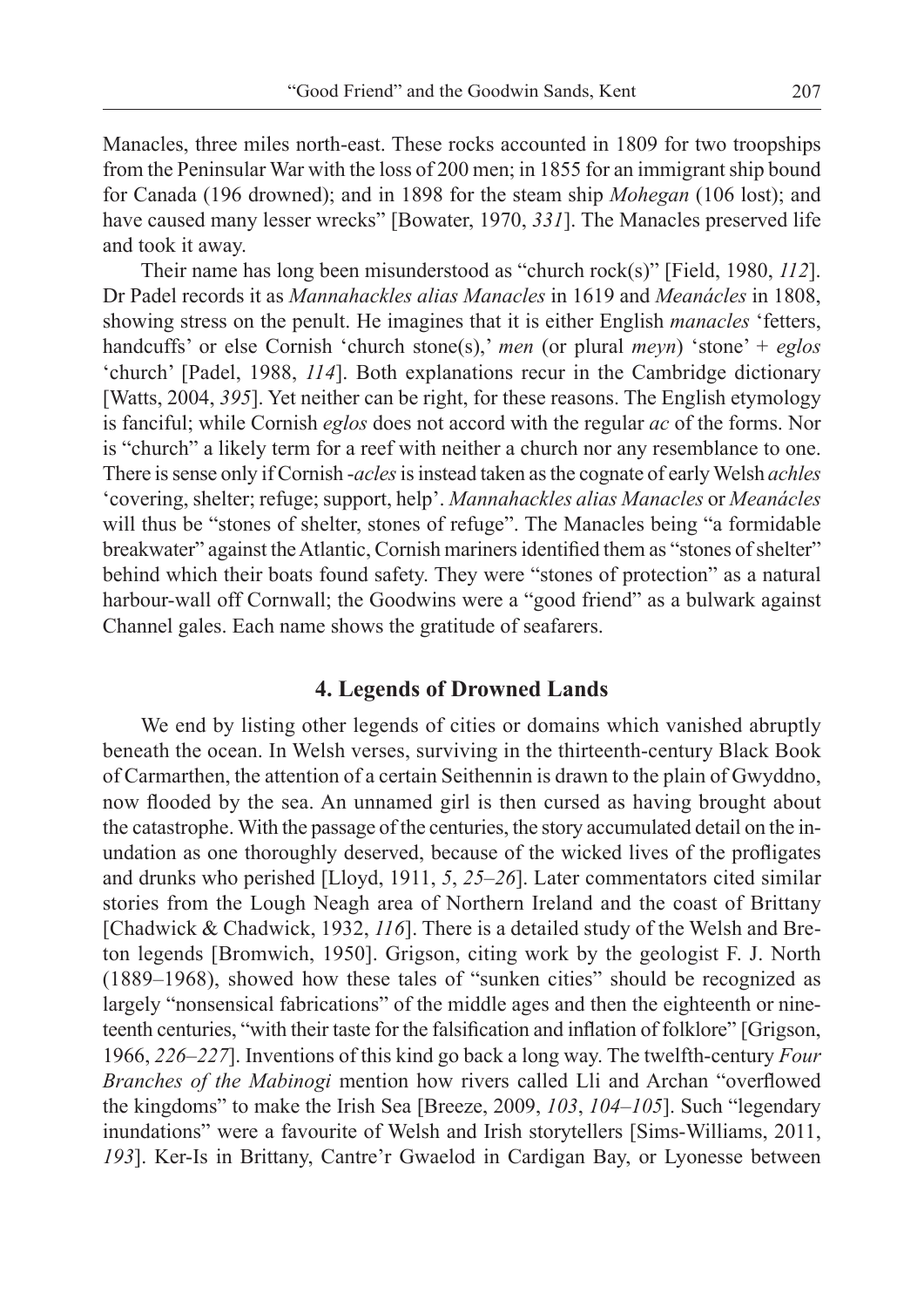Manacles, three miles north-east. These rocks accounted in 1809 for two troopships from the Peninsular War with the loss of 200 men; in 1855 for an immigrant ship bound for Canada (196 drowned); and in 1898 for the steam ship *Mohegan* (106 lost); and have caused many lesser wrecks" [Bowater, 1970, *331*]. The Manacles preserved life and took it away.

Their name has long been misunderstood as "church rock(s)" [Field, 1980, *112*]. Dr Padel records it as *Mannahackles alias Manacles* in 1619 and *Meanácles* in 1808, showing stress on the penult. He imagines that it is either English *manacles* 'fetters, handcuffs' or else Cornish 'church stone(s),' *men* (or plural *meyn*) 'stone' + *eglos* 'church' [Padel, 1988, *114*]. Both explanations recur in the Cambridge dictionary [Watts, 2004, *395*]. Yet neither can be right, for these reasons. The English etymology is fanciful; while Cornish *eglos* does not accord with the regular *ac* of the forms. Nor is "church" a likely term for a reef with neither a church nor any resemblance to one. There is sense only if Cornish *-acles* is instead taken as the cognate of early Welsh *achles* 'covering, shelter; refuge; support, help'. *Mannahackles alias Manacles* or *Meanácles* will thus be "stones of shelter, stones of refuge". The Manacles being "a formidable breakwater" against the Atlantic, Cornish mariners identified them as "stones of shelter" behind which their boats found safety. They were "stones of protection" as a natural harbour-wall off Cornwall; the Goodwins were a "good friend" as a bulwark against Channel gales. Each name shows the gratitude of seafarers.

## 4. Legends of Drowned Lands

We end by listing other legends of cities or domains which vanished abruptly beneath the ocean. In Welsh verses, surviving in the thirteenth-century Black Book of Carmarthen, the attention of a certain Seithennin is drawn to the plain of Gwyddno, now flooded by the sea. An unnamed girl is then cursed as having brought about the catastrophe. With the passage of the centuries, the story accumulated detail on the inundation as one thoroughly deserved, because of the wicked lives of the profligates and drunks who perished [Lloyd, 1911, *5*, *25–26*]. Later commentators cited similar stories from the Lough Neagh area of Northern Ireland and the coast of Brittany [Chadwick & Chadwick, 1932, *116*]. There is a detailed study of the Welsh and Breton legends [Bromwich, 1950]. Grigson, citing work by the geologist F. J. North (1889–1968), showed how these tales of "sunken cities" should be recognized as largely "nonsensical fabrications" of the middle ages and then the eighteenth or nineteenth centuries, "with their taste for the falsification and inflation of folklore" [Grigson, 1966, *226–227*]. Inventions of this kind go back a long way. The twelfth-century *Four Branches of the Mabinogi* mention how rivers called Lli and Archan "overflowed the kingdoms" to make the Irish Sea [Breeze, 2009, *103*, *104–105*]. Such "legendary inundations" were a favourite of Welsh and Irish storytellers [Sims-Williams, 2011, *193*]. Ker-Is in Brittany, Cantre'r Gwaelod in Cardigan Bay, or Lyonesse between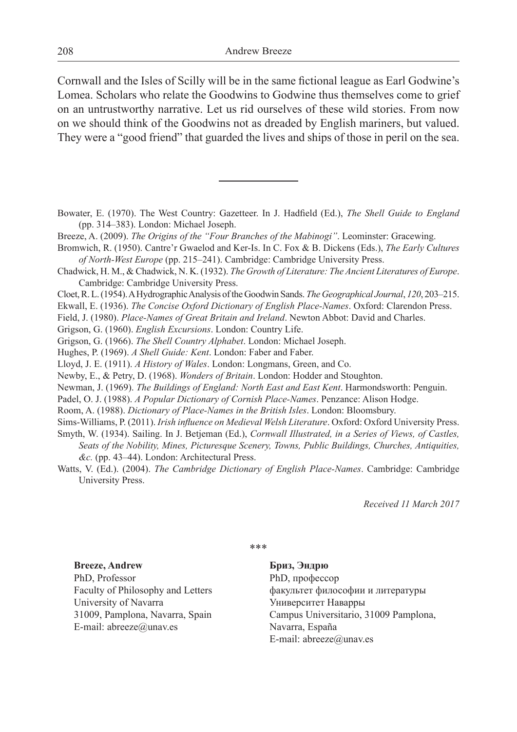Cornwall and the Isles of Scilly will be in the same fictional league as Earl Godwine's Lomea. Scholars who relate the Goodwins to Godwine thus themselves come to grief on an untrustworthy narrative. Let us rid ourselves of these wild stories. From now on we should think of the Goodwins not as dreaded by English mariners, but valued. They were a "good friend" that guarded the lives and ships of those in peril on the sea.

---

Bowater, E. (1970). The West Country: Gazetteer. In J. Hadfield (Ed.), *The Shell Guide to England* (pp. 314–383). London: Michael Joseph.

Breeze, A. (2009). *The Origins of the "Four Branches of the Mabinogi"*. Leominster: Gracewing.

Bromwich, R. (1950). Cantre'r Gwaelod and Ker-Is. In C. Fox & B. Dickens (Eds.), *The Early Cultures of North-West Europe* (pp. 215–241). Cambridge: Cambridge University Press.

Chadwick, H. M., & Chadwick, N. K. (1932). *The Growth of Literature: The Ancient Literatures of Europe*. Cambridge: Cambridge University Press.

Cloet, R. L. (1954). A Hydrographic Analysis of the Goodwin Sands. *The Geographical Journal*, *120*, 203–215.

Ekwall, E. (1936). *The Concise Oxford Dictionary of English Place-Names*. Oxford: Clarendon Press.

Field, J. (1980). *Place-Names of Great Britain and Ireland*. Newton Abbot: David and Charles.

Grigson, G. (1960). *English Excursions*. London: Country Life.

Grigson, G. (1966). *The Shell Country Alphabet*. London: Michael Joseph.

Hughes, P. (1969). *A Shell Guide: Kent*. London: Faber and Faber.

Lloyd, J. E. (1911). *A History of Wales*. London: Longmans, Green, and Co.

Newby, E., & Petry, D. (1968). *Wonders of Britain*. London: Hodder and Stoughton.

Newman, J. (1969). *The Buildings of England: North East and East Kent*. Harmondsworth: Penguin.

Padel, O. J. (1988). *A Popular Dictionary of Cornish Place-Names*. Penzance: Alison Hodge.

Room, A. (1988). *Dictionary of Place-Names in the British Isles*. London: Bloomsbury.

Sims-Williams, P. (2011). *Irish influence on Medieval Welsh Literature*. Oxford: Oxford University Press.

Smyth, W. (1934). Sailing. In J. Betjeman (Ed.), *Cornwall Illustrated, in a Series of Views, of Castles, Seats of the Nobility, Mines, Picturesque Scenery, Towns, Public Buildings, Churches, Antiquities, &c.* (pp. 43–44). London: Architectural Press.

Watts, V. (Ed.). (2004). *The Cambridge Dictionary of English Place-Names*. Cambridge: Cambridge University Press.

*Received 11 March 2017*

\*\*\*

**Breeze, Andrew**
PhD, Professor
Faculty of Philosophy and Letters
University of Navarra
31009, Pamplona, Navarra, Spain
E-mail: abreeze@unav.es

**Бриз, Эндрю**
PhD, профессор
факультет философии и литературы
Университет Наварры
Campus Universitario, 31009 Pamplona, Navarra, España
E-mail: abreeze@unav.es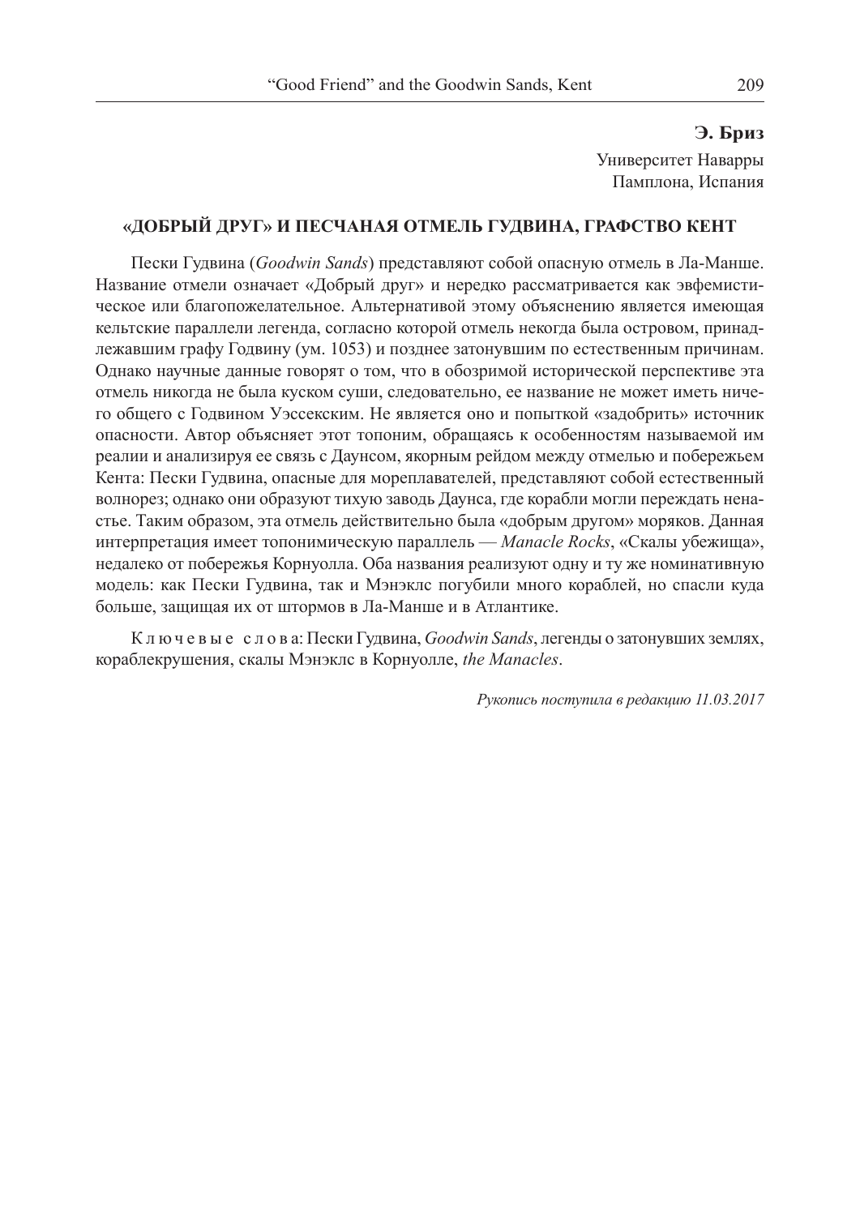**Э. Бриз**

Университет Наварры
Памплона, Испания

## «ДОБРЫЙ ДРУГ» И ПЕСЧАНАЯ ОТМЕЛЬ ГУДВИНА, ГРАФСТВО КЕНТ

Пески Гудвина (*Goodwin Sands*) представляют собой опасную отмель в Ла-Манше. Название отмели означает «Добрый друг» и нередко рассматривается как эвфемистическое или благопожелательное. Альтернативой этому объяснению является имеющая кельтские параллели легенда, согласно которой отмель некогда была островом, принадлежавшим графу Годвину (ум. 1053) и позднее затонувшим по естественным причинам. Однако научные данные говорят о том, что в обозримой исторической перспективе эта отмель никогда не была куском суши, следовательно, ее название не может иметь ничего общего с Годвином Уэссекским. Не является оно и попыткой «задобрить» источник опасности. Автор объясняет этот топоним, обращаясь к особенностям называемой им реалии и анализируя ее связь с Даунсом, якорным рейдом между отмелью и побережьем Кента: Пески Гудвина, опасные для мореплавателей, представляют собой естественный волнорез; однако они образуют тихую заводь Даунса, где корабли могли переждать ненастье. Таким образом, эта отмель действительно была «добрым другом» моряков. Данная интерпретация имеет топонимическую параллель — *Manacle Rocks*, «Скалы убежища», недалеко от побережья Корнуолла. Оба названия реализуют одну и ту же номинативную модель: как Пески Гудвина, так и Мэнэклс погубили много кораблей, но спасли куда больше, защищая их от штормов в Ла-Манше и в Атлантике.

Ключевые слова: Пески Гудвина, *Goodwin Sands*, легенды о затонувших землях, кораблекрушения, скалы Мэнэклс в Корнуолле, *the Manacles*.

*Рукопись поступила в редакцию 11.03.2017*